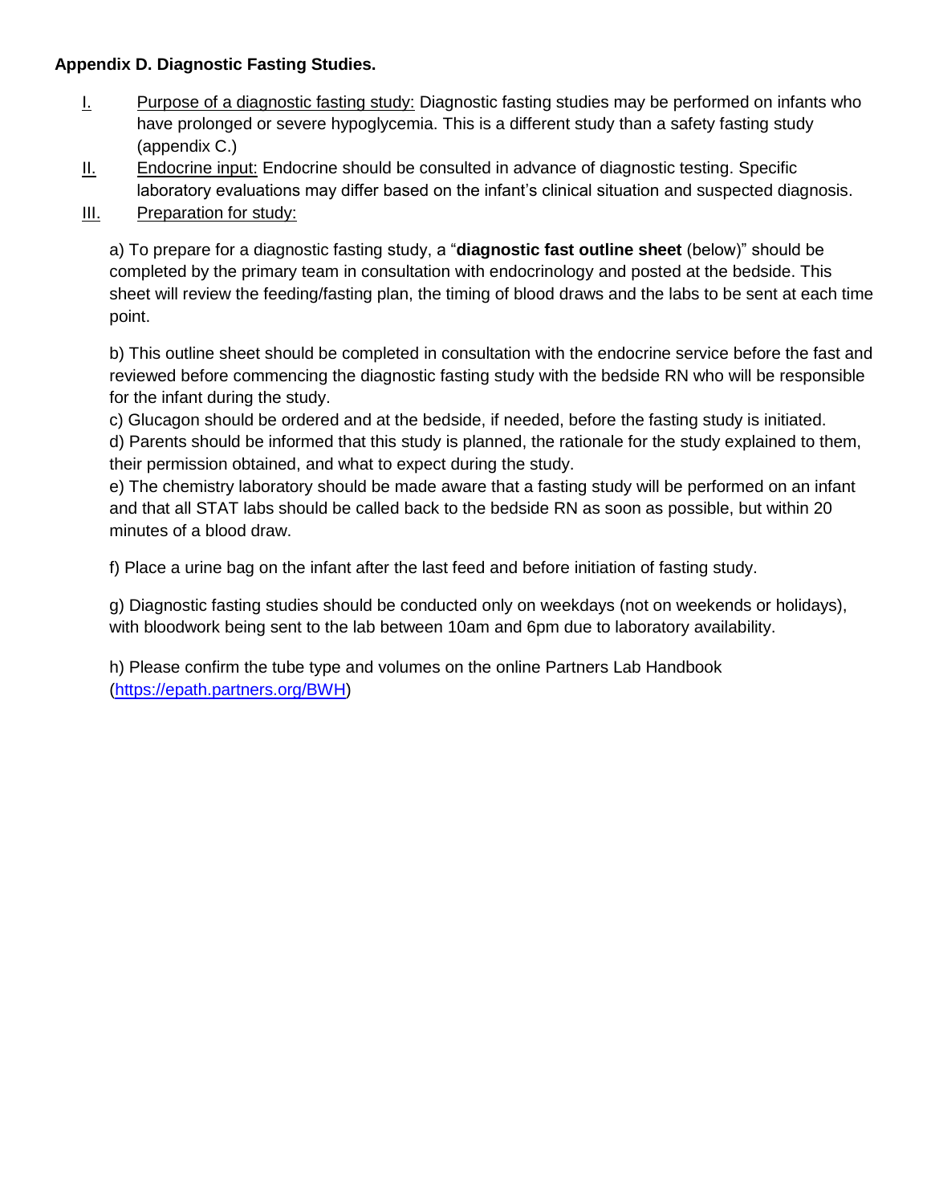**Appendix D. Diagnostic Fasting Studies.**

I. Purpose of a diagnostic fasting study: Diagnostic fasting studies may be performed on infants who have prolonged or severe hypoglycemia. This is a different study than a safety fasting study (appendix C.)

II. Endocrine input: Endocrine should be consulted in advance of diagnostic testing. Specific laboratory evaluations may differ based on the infant's clinical situation and suspected diagnosis.

III. Preparation for study:

a) To prepare for a diagnostic fasting study, a "**diagnostic fast outline sheet** (below)" should be completed by the primary team in consultation with endocrinology and posted at the bedside. This sheet will review the feeding/fasting plan, the timing of blood draws and the labs to be sent at each time point.

b) This outline sheet should be completed in consultation with the endocrine service before the fast and reviewed before commencing the diagnostic fasting study with the bedside RN who will be responsible for the infant during the study.

c) Glucagon should be ordered and at the bedside, if needed, before the fasting study is initiated.

d) Parents should be informed that this study is planned, the rationale for the study explained to them, their permission obtained, and what to expect during the study.

e) The chemistry laboratory should be made aware that a fasting study will be performed on an infant and that all STAT labs should be called back to the bedside RN as soon as possible, but within 20 minutes of a blood draw.

f) Place a urine bag on the infant after the last feed and before initiation of fasting study.

g) Diagnostic fasting studies should be conducted only on weekdays (not on weekends or holidays), with bloodwork being sent to the lab between 10am and 6pm due to laboratory availability.

h) Please confirm the tube type and volumes on the online Partners Lab Handbook (https://epath.partners.org/BWH)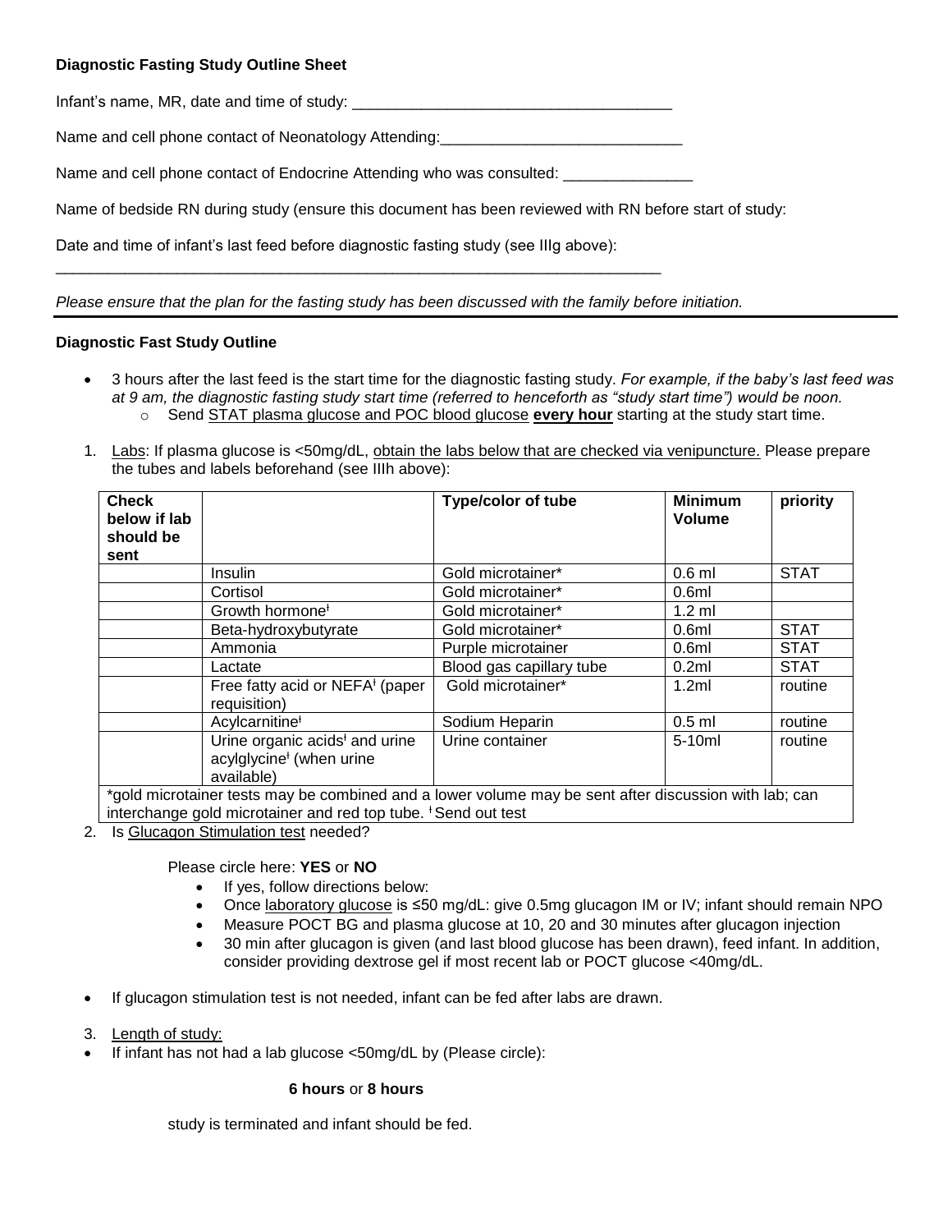**Diagnostic Fasting Study Outline Sheet**

Infant's name, MR, date and time of study: ______________________________________

Name and cell phone contact of Neonatology Attending:____________________________

Name and cell phone contact of Endocrine Attending who was consulted: _______________

Name of bedside RN during study (ensure this document has been reviewed with RN before start of study:

Date and time of infant's last feed before diagnostic fasting study (see IIIg above):
________________________________________________________________________

*Please ensure that the plan for the fasting study has been discussed with the family before initiation.*

---

**Diagnostic Fast Study Outline**

- 3 hours after the last feed is the start time for the diagnostic fasting study. *For example, if the baby's last feed was at 9 am, the diagnostic fasting study start time (referred to henceforth as "study start time") would be noon.*
  - Send STAT plasma glucose and POC blood glucose **every hour** starting at the study start time.

1. Labs: If plasma glucose is <50mg/dL, obtain the labs below that are checked via venipuncture. Please prepare the tubes and labels beforehand (see IIIh above):

| Check below if lab should be sent | | Type/color of tube | Minimum Volume | priority |
|---|---|---|---|---|
| | Insulin | Gold microtainer* | 0.6 ml | STAT |
| | Cortisol | Gold microtainer* | 0.6ml | |
| | Growth hormone[ǂ] | Gold microtainer* | 1.2 ml | |
| | Beta-hydroxybutyrate | Gold microtainer* | 0.6ml | STAT |
| | Ammonia | Purple microtainer | 0.6ml | STAT |
| | Lactate | Blood gas capillary tube | 0.2ml | STAT |
| | Free fatty acid or NEFA[ǂ] (paper requisition) | Gold microtainer* | 1.2ml | routine |
| | Acylcarnitine[ǂ] | Sodium Heparin | 0.5 ml | routine |
| | Urine organic acids[ǂ] and urine acylglycine[ǂ] (when urine available) | Urine container | 5-10ml | routine |

*gold microtainer tests may be combined and a lower volume may be sent after discussion with lab; can interchange gold microtainer and red top tube. ǂ Send out test

2. Is Glucagon Stimulation test needed?

   Please circle here: **YES** or **NO**

   - If yes, follow directions below:
   - Once laboratory glucose is ≤50 mg/dL: give 0.5mg glucagon IM or IV; infant should remain NPO
   - Measure POCT BG and plasma glucose at 10, 20 and 30 minutes after glucagon injection
   - 30 min after glucagon is given (and last blood glucose has been drawn), feed infant. In addition, consider providing dextrose gel if most recent lab or POCT glucose <40mg/dL.

- If glucagon stimulation test is not needed, infant can be fed after labs are drawn.

3. Length of study:

- If infant has not had a lab glucose <50mg/dL by (Please circle):

  **6 hours** or **8 hours**

  study is terminated and infant should be fed.